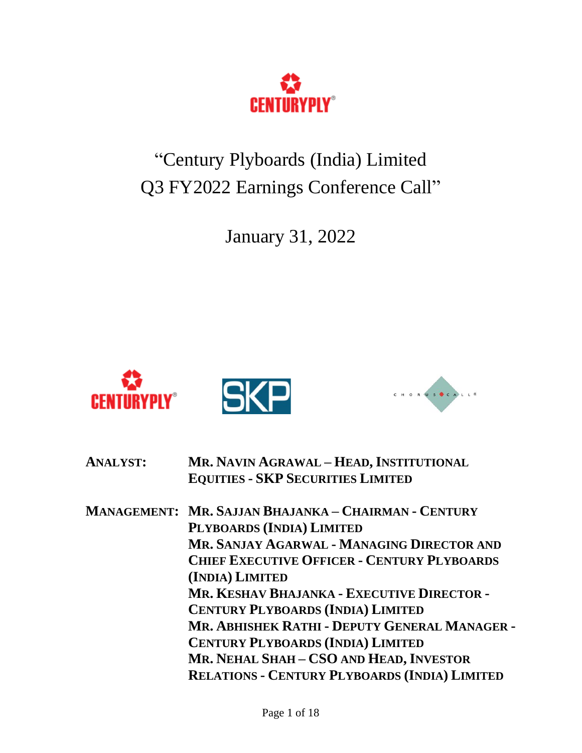# "Century Plyboards (India) Limited Q3 FY2022 Earnings Conference Call"

January 31, 2022

**ANALYST:** **MR. NAVIN AGRAWAL – HEAD, INSTITUTIONAL EQUITIES - SKP SECURITIES LIMITED**

**MANAGEMENT:** **MR. SAJJAN BHAJANKA – CHAIRMAN - CENTURY PLYBOARDS (INDIA) LIMITED**
**MR. SANJAY AGARWAL - MANAGING DIRECTOR AND CHIEF EXECUTIVE OFFICER - CENTURY PLYBOARDS (INDIA) LIMITED**
**MR. KESHAV BHAJANKA - EXECUTIVE DIRECTOR - CENTURY PLYBOARDS (INDIA) LIMITED**
**MR. ABHISHEK RATHI - DEPUTY GENERAL MANAGER - CENTURY PLYBOARDS (INDIA) LIMITED**
**MR. NEHAL SHAH – CSO AND HEAD, INVESTOR RELATIONS - CENTURY PLYBOARDS (INDIA) LIMITED**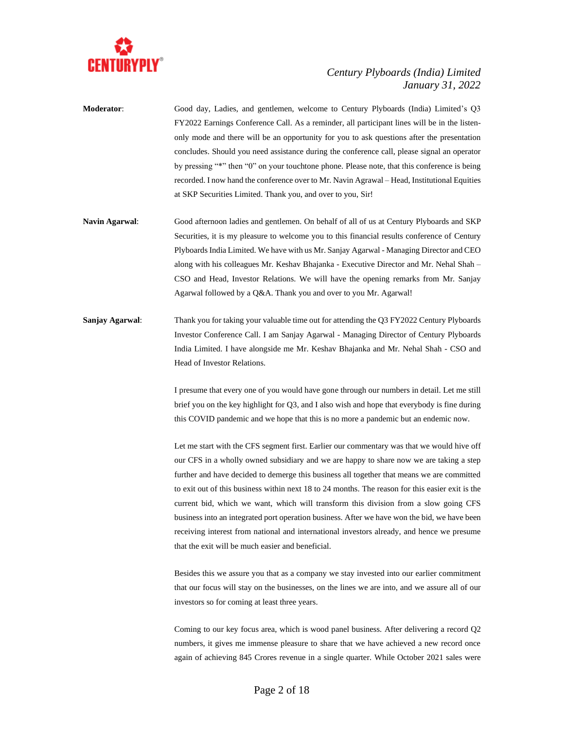**Moderator**: Good day, Ladies, and gentlemen, welcome to Century Plyboards (India) Limited's Q3 FY2022 Earnings Conference Call. As a reminder, all participant lines will be in the listen-only mode and there will be an opportunity for you to ask questions after the presentation concludes. Should you need assistance during the conference call, please signal an operator by pressing "*" then "0" on your touchtone phone. Please note, that this conference is being recorded. I now hand the conference over to Mr. Navin Agrawal – Head, Institutional Equities at SKP Securities Limited. Thank you, and over to you, Sir!

**Navin Agarwal**: Good afternoon ladies and gentlemen. On behalf of all of us at Century Plyboards and SKP Securities, it is my pleasure to welcome you to this financial results conference of Century Plyboards India Limited. We have with us Mr. Sanjay Agarwal - Managing Director and CEO along with his colleagues Mr. Keshav Bhajanka - Executive Director and Mr. Nehal Shah – CSO and Head, Investor Relations. We will have the opening remarks from Mr. Sanjay Agarwal followed by a Q&A. Thank you and over to you Mr. Agarwal!

**Sanjay Agarwal**: Thank you for taking your valuable time out for attending the Q3 FY2022 Century Plyboards Investor Conference Call. I am Sanjay Agarwal - Managing Director of Century Plyboards India Limited. I have alongside me Mr. Keshav Bhajanka and Mr. Nehal Shah - CSO and Head of Investor Relations.

I presume that every one of you would have gone through our numbers in detail. Let me still brief you on the key highlight for Q3, and I also wish and hope that everybody is fine during this COVID pandemic and we hope that this is no more a pandemic but an endemic now.

Let me start with the CFS segment first. Earlier our commentary was that we would hive off our CFS in a wholly owned subsidiary and we are happy to share now we are taking a step further and have decided to demerge this business all together that means we are committed to exit out of this business within next 18 to 24 months. The reason for this easier exit is the current bid, which we want, which will transform this division from a slow going CFS business into an integrated port operation business. After we have won the bid, we have been receiving interest from national and international investors already, and hence we presume that the exit will be much easier and beneficial.

Besides this we assure you that as a company we stay invested into our earlier commitment that our focus will stay on the businesses, on the lines we are into, and we assure all of our investors so for coming at least three years.

Coming to our key focus area, which is wood panel business. After delivering a record Q2 numbers, it gives me immense pleasure to share that we have achieved a new record once again of achieving 845 Crores revenue in a single quarter. While October 2021 sales were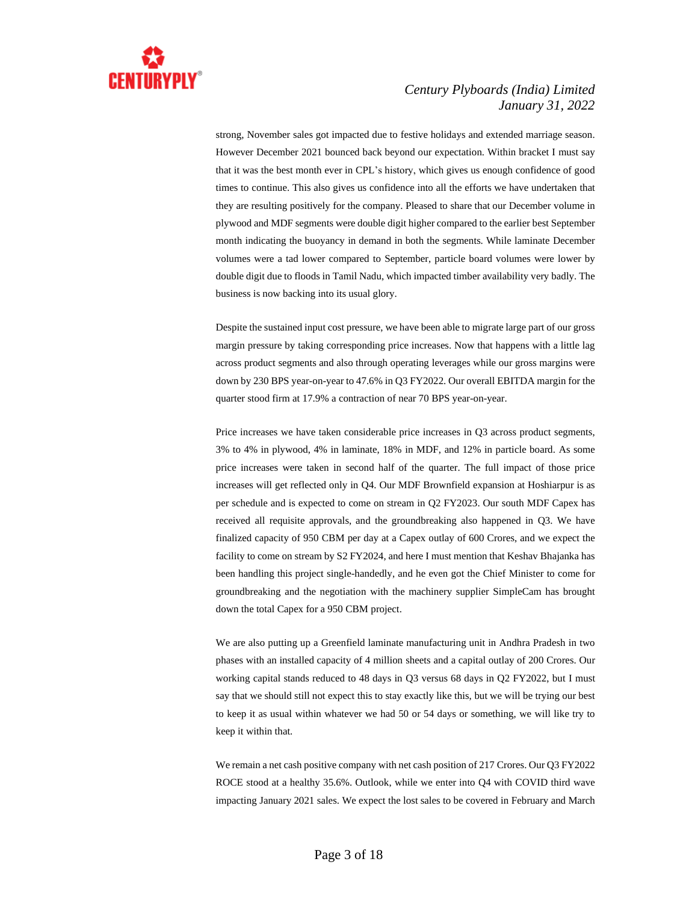strong, November sales got impacted due to festive holidays and extended marriage season. However December 2021 bounced back beyond our expectation. Within bracket I must say that it was the best month ever in CPL's history, which gives us enough confidence of good times to continue. This also gives us confidence into all the efforts we have undertaken that they are resulting positively for the company. Pleased to share that our December volume in plywood and MDF segments were double digit higher compared to the earlier best September month indicating the buoyancy in demand in both the segments. While laminate December volumes were a tad lower compared to September, particle board volumes were lower by double digit due to floods in Tamil Nadu, which impacted timber availability very badly. The business is now backing into its usual glory.

Despite the sustained input cost pressure, we have been able to migrate large part of our gross margin pressure by taking corresponding price increases. Now that happens with a little lag across product segments and also through operating leverages while our gross margins were down by 230 BPS year-on-year to 47.6% in Q3 FY2022. Our overall EBITDA margin for the quarter stood firm at 17.9% a contraction of near 70 BPS year-on-year.

Price increases we have taken considerable price increases in Q3 across product segments, 3% to 4% in plywood, 4% in laminate, 18% in MDF, and 12% in particle board. As some price increases were taken in second half of the quarter. The full impact of those price increases will get reflected only in Q4. Our MDF Brownfield expansion at Hoshiarpur is as per schedule and is expected to come on stream in Q2 FY2023. Our south MDF Capex has received all requisite approvals, and the groundbreaking also happened in Q3. We have finalized capacity of 950 CBM per day at a Capex outlay of 600 Crores, and we expect the facility to come on stream by S2 FY2024, and here I must mention that Keshav Bhajanka has been handling this project single-handedly, and he even got the Chief Minister to come for groundbreaking and the negotiation with the machinery supplier SimpleCam has brought down the total Capex for a 950 CBM project.

We are also putting up a Greenfield laminate manufacturing unit in Andhra Pradesh in two phases with an installed capacity of 4 million sheets and a capital outlay of 200 Crores. Our working capital stands reduced to 48 days in Q3 versus 68 days in Q2 FY2022, but I must say that we should still not expect this to stay exactly like this, but we will be trying our best to keep it as usual within whatever we had 50 or 54 days or something, we will like try to keep it within that.

We remain a net cash positive company with net cash position of 217 Crores. Our Q3 FY2022 ROCE stood at a healthy 35.6%. Outlook, while we enter into Q4 with COVID third wave impacting January 2021 sales. We expect the lost sales to be covered in February and March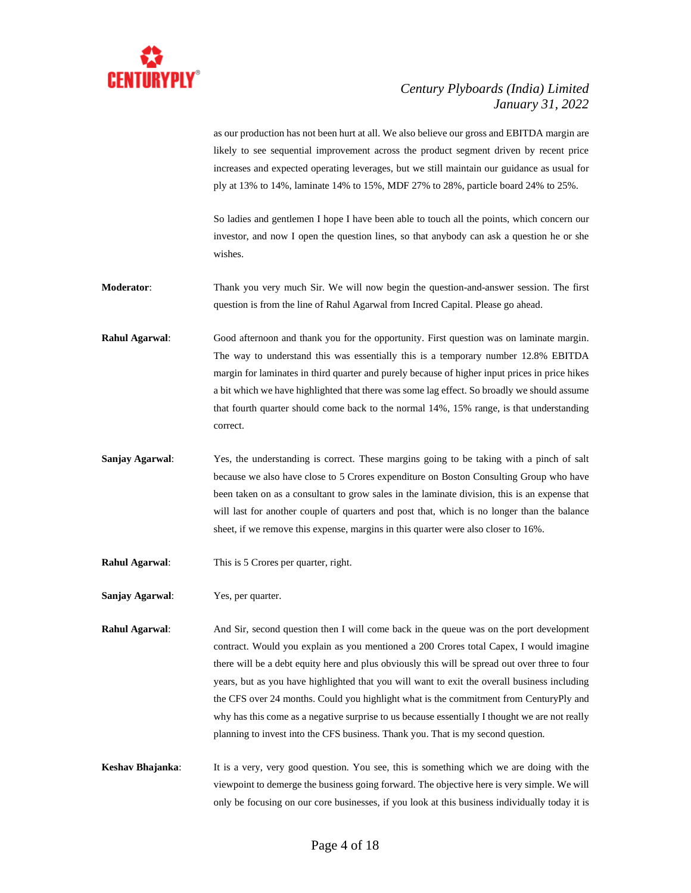as our production has not been hurt at all. We also believe our gross and EBITDA margin are likely to see sequential improvement across the product segment driven by recent price increases and expected operating leverages, but we still maintain our guidance as usual for ply at 13% to 14%, laminate 14% to 15%, MDF 27% to 28%, particle board 24% to 25%.

So ladies and gentlemen I hope I have been able to touch all the points, which concern our investor, and now I open the question lines, so that anybody can ask a question he or she wishes.

**Moderator**: Thank you very much Sir. We will now begin the question-and-answer session. The first question is from the line of Rahul Agarwal from Incred Capital. Please go ahead.

**Rahul Agarwal**: Good afternoon and thank you for the opportunity. First question was on laminate margin. The way to understand this was essentially this is a temporary number 12.8% EBITDA margin for laminates in third quarter and purely because of higher input prices in price hikes a bit which we have highlighted that there was some lag effect. So broadly we should assume that fourth quarter should come back to the normal 14%, 15% range, is that understanding correct.

**Sanjay Agarwal**: Yes, the understanding is correct. These margins going to be taking with a pinch of salt because we also have close to 5 Crores expenditure on Boston Consulting Group who have been taken on as a consultant to grow sales in the laminate division, this is an expense that will last for another couple of quarters and post that, which is no longer than the balance sheet, if we remove this expense, margins in this quarter were also closer to 16%.

**Rahul Agarwal**: This is 5 Crores per quarter, right.

**Sanjay Agarwal**: Yes, per quarter.

**Rahul Agarwal**: And Sir, second question then I will come back in the queue was on the port development contract. Would you explain as you mentioned a 200 Crores total Capex, I would imagine there will be a debt equity here and plus obviously this will be spread out over three to four years, but as you have highlighted that you will want to exit the overall business including the CFS over 24 months. Could you highlight what is the commitment from CenturyPly and why has this come as a negative surprise to us because essentially I thought we are not really planning to invest into the CFS business. Thank you. That is my second question.

**Keshav Bhajanka**: It is a very, very good question. You see, this is something which we are doing with the viewpoint to demerge the business going forward. The objective here is very simple. We will only be focusing on our core businesses, if you look at this business individually today it is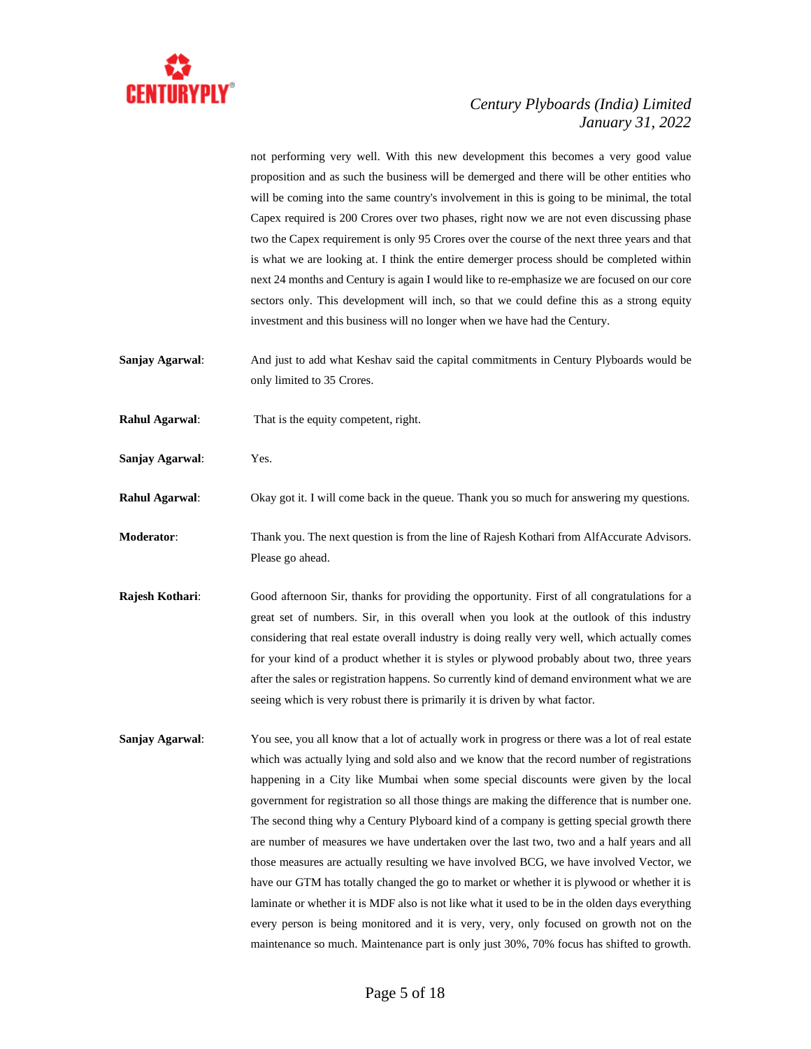not performing very well. With this new development this becomes a very good value proposition and as such the business will be demerged and there will be other entities who will be coming into the same country's involvement in this is going to be minimal, the total Capex required is 200 Crores over two phases, right now we are not even discussing phase two the Capex requirement is only 95 Crores over the course of the next three years and that is what we are looking at. I think the entire demerger process should be completed within next 24 months and Century is again I would like to re-emphasize we are focused on our core sectors only. This development will inch, so that we could define this as a strong equity investment and this business will no longer when we have had the Century.

**Sanjay Agarwal**: And just to add what Keshav said the capital commitments in Century Plyboards would be only limited to 35 Crores.

**Rahul Agarwal**: That is the equity competent, right.

**Sanjay Agarwal**: Yes.

**Rahul Agarwal**: Okay got it. I will come back in the queue. Thank you so much for answering my questions.

**Moderator**: Thank you. The next question is from the line of Rajesh Kothari from AlfAccurate Advisors. Please go ahead.

**Rajesh Kothari**: Good afternoon Sir, thanks for providing the opportunity. First of all congratulations for a great set of numbers. Sir, in this overall when you look at the outlook of this industry considering that real estate overall industry is doing really very well, which actually comes for your kind of a product whether it is styles or plywood probably about two, three years after the sales or registration happens. So currently kind of demand environment what we are seeing which is very robust there is primarily it is driven by what factor.

**Sanjay Agarwal**: You see, you all know that a lot of actually work in progress or there was a lot of real estate which was actually lying and sold also and we know that the record number of registrations happening in a City like Mumbai when some special discounts were given by the local government for registration so all those things are making the difference that is number one. The second thing why a Century Plyboard kind of a company is getting special growth there are number of measures we have undertaken over the last two, two and a half years and all those measures are actually resulting we have involved BCG, we have involved Vector, we have our GTM has totally changed the go to market or whether it is plywood or whether it is laminate or whether it is MDF also is not like what it used to be in the olden days everything every person is being monitored and it is very, very, only focused on growth not on the maintenance so much. Maintenance part is only just 30%, 70% focus has shifted to growth.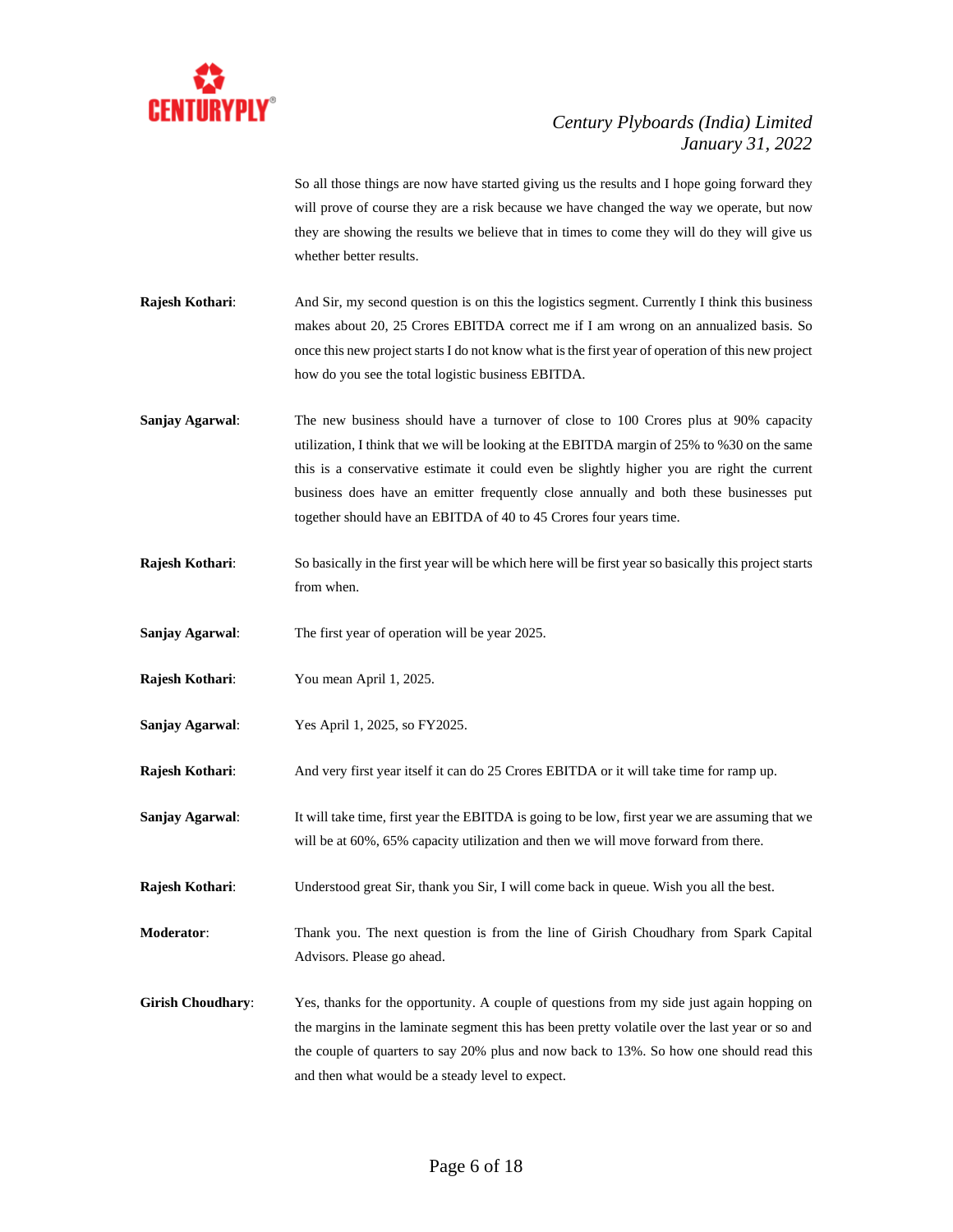So all those things are now have started giving us the results and I hope going forward they will prove of course they are a risk because we have changed the way we operate, but now they are showing the results we believe that in times to come they will do they will give us whether better results.

**Rajesh Kothari**: And Sir, my second question is on this the logistics segment. Currently I think this business makes about 20, 25 Crores EBITDA correct me if I am wrong on an annualized basis. So once this new project starts I do not know what is the first year of operation of this new project how do you see the total logistic business EBITDA.

**Sanjay Agarwal**: The new business should have a turnover of close to 100 Crores plus at 90% capacity utilization, I think that we will be looking at the EBITDA margin of 25% to %30 on the same this is a conservative estimate it could even be slightly higher you are right the current business does have an emitter frequently close annually and both these businesses put together should have an EBITDA of 40 to 45 Crores four years time.

**Rajesh Kothari**: So basically in the first year will be which here will be first year so basically this project starts from when.

**Sanjay Agarwal**: The first year of operation will be year 2025.

**Rajesh Kothari**: You mean April 1, 2025.

**Sanjay Agarwal**: Yes April 1, 2025, so FY2025.

**Rajesh Kothari**: And very first year itself it can do 25 Crores EBITDA or it will take time for ramp up.

**Sanjay Agarwal**: It will take time, first year the EBITDA is going to be low, first year we are assuming that we will be at 60%, 65% capacity utilization and then we will move forward from there.

**Rajesh Kothari**: Understood great Sir, thank you Sir, I will come back in queue. Wish you all the best.

**Moderator**: Thank you. The next question is from the line of Girish Choudhary from Spark Capital Advisors. Please go ahead.

**Girish Choudhary**: Yes, thanks for the opportunity. A couple of questions from my side just again hopping on the margins in the laminate segment this has been pretty volatile over the last year or so and the couple of quarters to say 20% plus and now back to 13%. So how one should read this and then what would be a steady level to expect.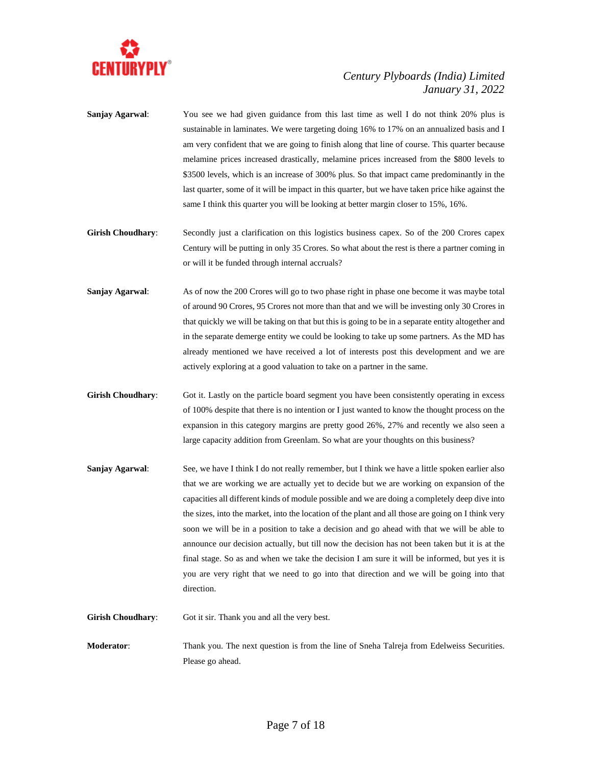**Sanjay Agarwal**: You see we had given guidance from this last time as well I do not think 20% plus is sustainable in laminates. We were targeting doing 16% to 17% on an annualized basis and I am very confident that we are going to finish along that line of course. This quarter because melamine prices increased drastically, melamine prices increased from the $800 levels to $3500 levels, which is an increase of 300% plus. So that impact came predominantly in the last quarter, some of it will be impact in this quarter, but we have taken price hike against the same I think this quarter you will be looking at better margin closer to 15%, 16%.

**Girish Choudhary**: Secondly just a clarification on this logistics business capex. So of the 200 Crores capex Century will be putting in only 35 Crores. So what about the rest is there a partner coming in or will it be funded through internal accruals?

**Sanjay Agarwal**: As of now the 200 Crores will go to two phase right in phase one become it was maybe total of around 90 Crores, 95 Crores not more than that and we will be investing only 30 Crores in that quickly we will be taking on that but this is going to be in a separate entity altogether and in the separate demerge entity we could be looking to take up some partners. As the MD has already mentioned we have received a lot of interests post this development and we are actively exploring at a good valuation to take on a partner in the same.

**Girish Choudhary**: Got it. Lastly on the particle board segment you have been consistently operating in excess of 100% despite that there is no intention or I just wanted to know the thought process on the expansion in this category margins are pretty good 26%, 27% and recently we also seen a large capacity addition from Greenlam. So what are your thoughts on this business?

**Sanjay Agarwal**: See, we have I think I do not really remember, but I think we have a little spoken earlier also that we are working we are actually yet to decide but we are working on expansion of the capacities all different kinds of module possible and we are doing a completely deep dive into the sizes, into the market, into the location of the plant and all those are going on I think very soon we will be in a position to take a decision and go ahead with that we will be able to announce our decision actually, but till now the decision has not been taken but it is at the final stage. So as and when we take the decision I am sure it will be informed, but yes it is you are very right that we need to go into that direction and we will be going into that direction.

**Girish Choudhary**: Got it sir. Thank you and all the very best.

**Moderator**: Thank you. The next question is from the line of Sneha Talreja from Edelweiss Securities. Please go ahead.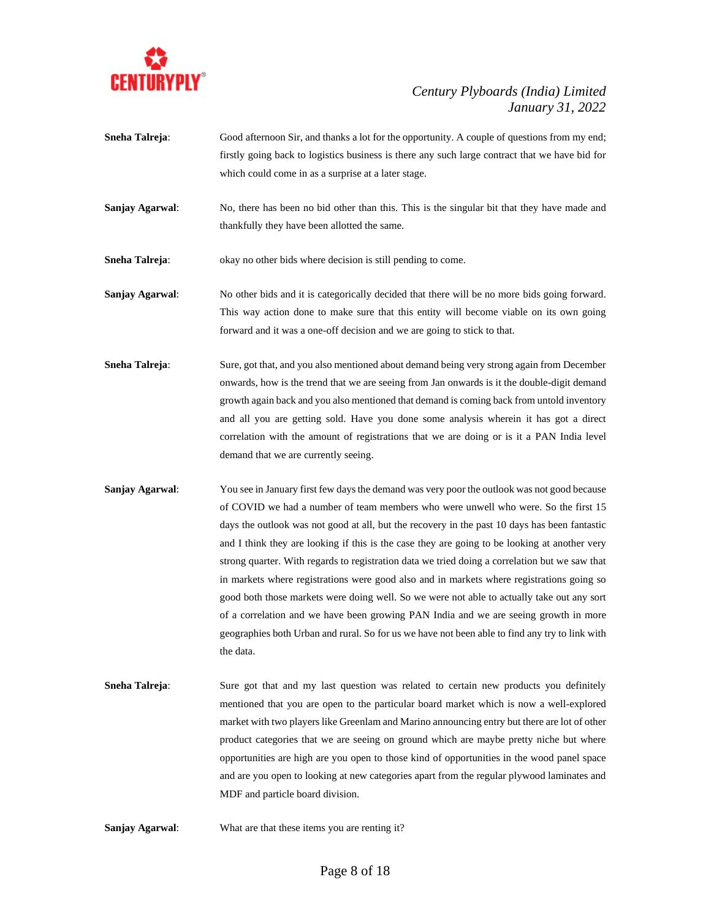**Sneha Talreja**: Good afternoon Sir, and thanks a lot for the opportunity. A couple of questions from my end; firstly going back to logistics business is there any such large contract that we have bid for which could come in as a surprise at a later stage.

**Sanjay Agarwal**: No, there has been no bid other than this. This is the singular bit that they have made and thankfully they have been allotted the same.

**Sneha Talreja**: okay no other bids where decision is still pending to come.

**Sanjay Agarwal**: No other bids and it is categorically decided that there will be no more bids going forward. This way action done to make sure that this entity will become viable on its own going forward and it was a one-off decision and we are going to stick to that.

**Sneha Talreja**: Sure, got that, and you also mentioned about demand being very strong again from December onwards, how is the trend that we are seeing from Jan onwards is it the double-digit demand growth again back and you also mentioned that demand is coming back from untold inventory and all you are getting sold. Have you done some analysis wherein it has got a direct correlation with the amount of registrations that we are doing or is it a PAN India level demand that we are currently seeing.

**Sanjay Agarwal**: You see in January first few days the demand was very poor the outlook was not good because of COVID we had a number of team members who were unwell who were. So the first 15 days the outlook was not good at all, but the recovery in the past 10 days has been fantastic and I think they are looking if this is the case they are going to be looking at another very strong quarter. With regards to registration data we tried doing a correlation but we saw that in markets where registrations were good also and in markets where registrations going so good both those markets were doing well. So we were not able to actually take out any sort of a correlation and we have been growing PAN India and we are seeing growth in more geographies both Urban and rural. So for us we have not been able to find any try to link with the data.

**Sneha Talreja**: Sure got that and my last question was related to certain new products you definitely mentioned that you are open to the particular board market which is now a well-explored market with two players like Greenlam and Marino announcing entry but there are lot of other product categories that we are seeing on ground which are maybe pretty niche but where opportunities are high are you open to those kind of opportunities in the wood panel space and are you open to looking at new categories apart from the regular plywood laminates and MDF and particle board division.

**Sanjay Agarwal**: What are that these items you are renting it?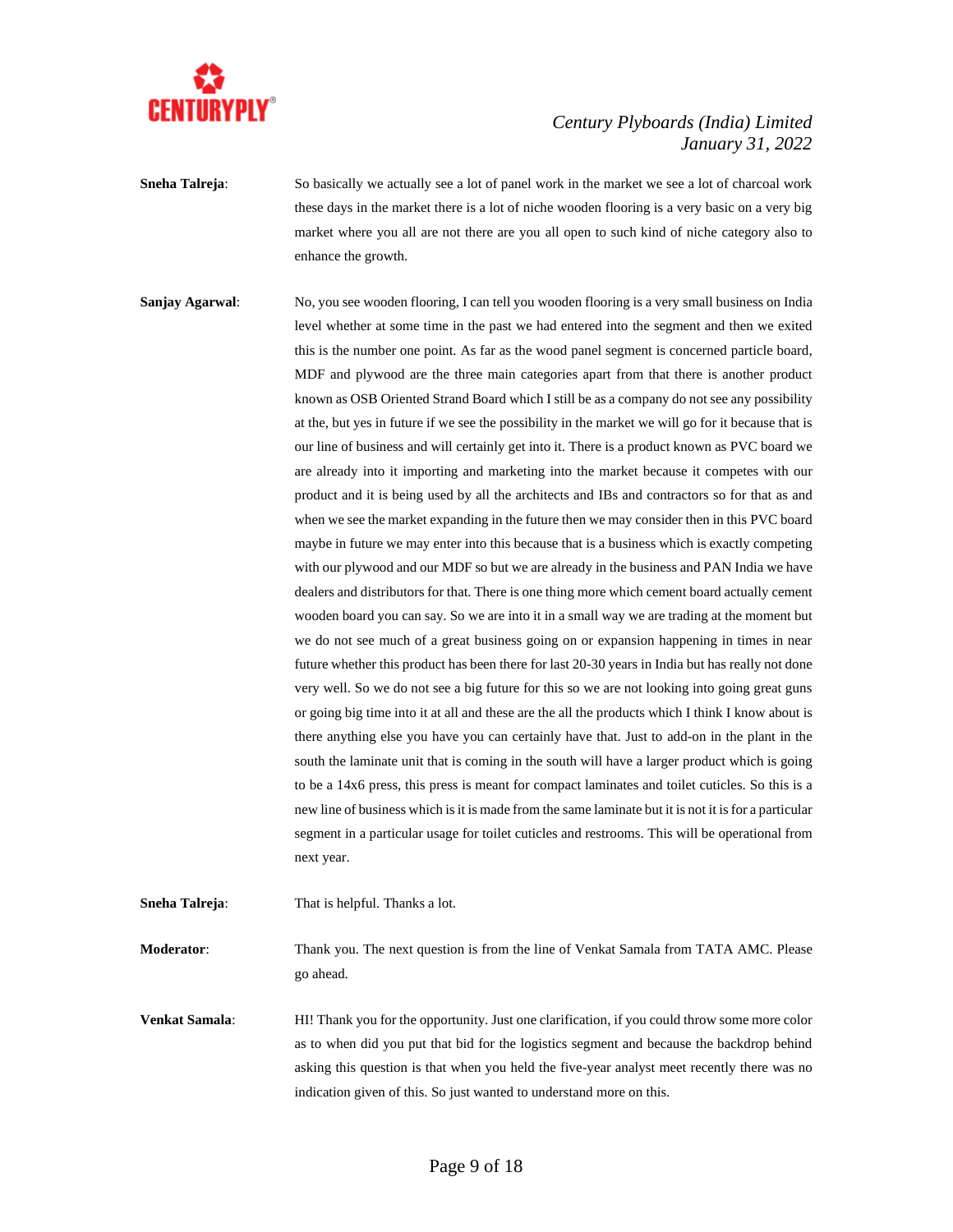**Sneha Talreja**: So basically we actually see a lot of panel work in the market we see a lot of charcoal work these days in the market there is a lot of niche wooden flooring is a very basic on a very big market where you all are not there are you all open to such kind of niche category also to enhance the growth.

**Sanjay Agarwal**: No, you see wooden flooring, I can tell you wooden flooring is a very small business on India level whether at some time in the past we had entered into the segment and then we exited this is the number one point. As far as the wood panel segment is concerned particle board, MDF and plywood are the three main categories apart from that there is another product known as OSB Oriented Strand Board which I still be as a company do not see any possibility at the, but yes in future if we see the possibility in the market we will go for it because that is our line of business and will certainly get into it. There is a product known as PVC board we are already into it importing and marketing into the market because it competes with our product and it is being used by all the architects and IBs and contractors so for that as and when we see the market expanding in the future then we may consider then in this PVC board maybe in future we may enter into this because that is a business which is exactly competing with our plywood and our MDF so but we are already in the business and PAN India we have dealers and distributors for that. There is one thing more which cement board actually cement wooden board you can say. So we are into it in a small way we are trading at the moment but we do not see much of a great business going on or expansion happening in times in near future whether this product has been there for last 20-30 years in India but has really not done very well. So we do not see a big future for this so we are not looking into going great guns or going big time into it at all and these are the all the products which I think I know about is there anything else you have you can certainly have that. Just to add-on in the plant in the south the laminate unit that is coming in the south will have a larger product which is going to be a 14x6 press, this press is meant for compact laminates and toilet cuticles. So this is a new line of business which is it is made from the same laminate but it is not it is for a particular segment in a particular usage for toilet cuticles and restrooms. This will be operational from next year.

**Sneha Talreja**: That is helpful. Thanks a lot.

**Moderator**: Thank you. The next question is from the line of Venkat Samala from TATA AMC. Please go ahead.

**Venkat Samala**: HI! Thank you for the opportunity. Just one clarification, if you could throw some more color as to when did you put that bid for the logistics segment and because the backdrop behind asking this question is that when you held the five-year analyst meet recently there was no indication given of this. So just wanted to understand more on this.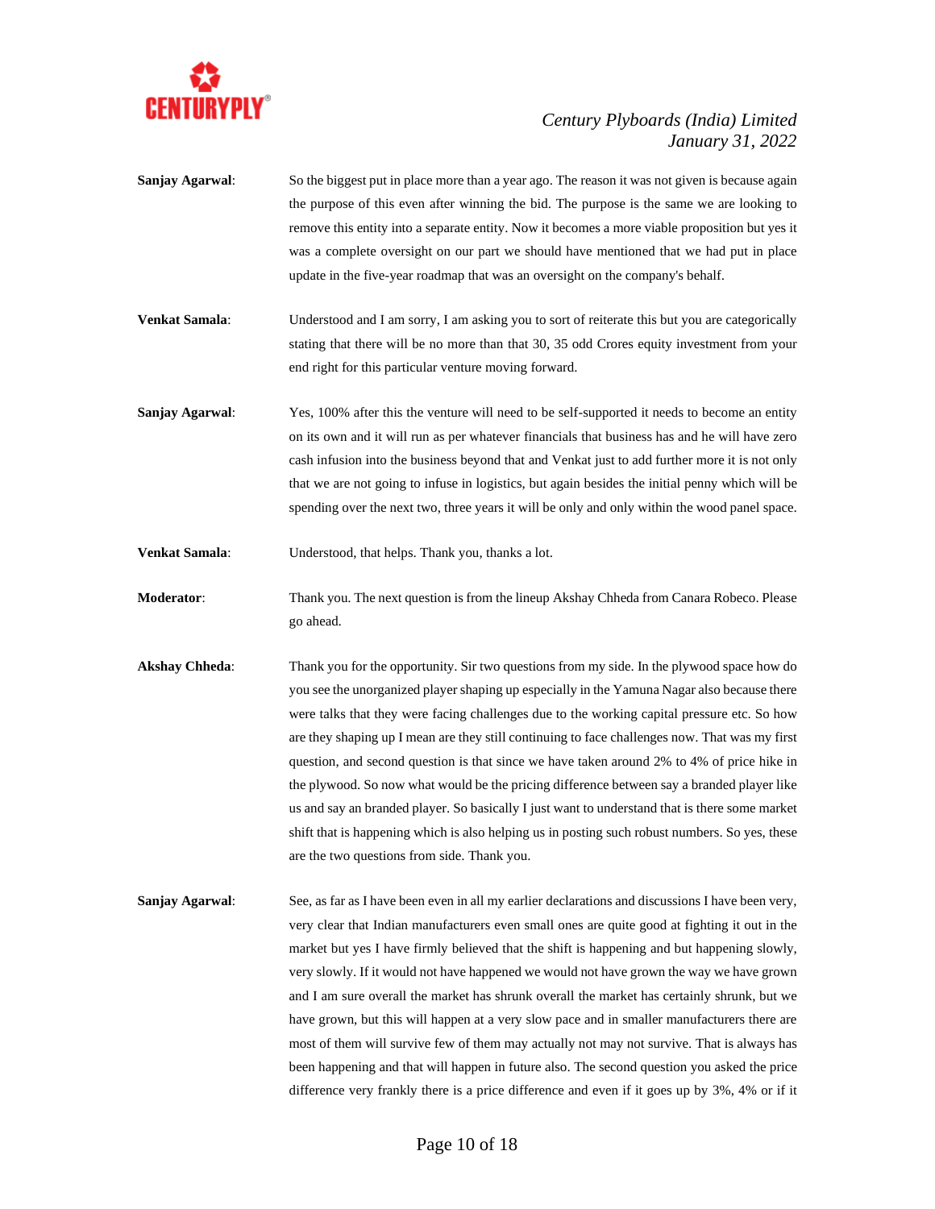**Sanjay Agarwal**: So the biggest put in place more than a year ago. The reason it was not given is because again the purpose of this even after winning the bid. The purpose is the same we are looking to remove this entity into a separate entity. Now it becomes a more viable proposition but yes it was a complete oversight on our part we should have mentioned that we had put in place update in the five-year roadmap that was an oversight on the company's behalf.

**Venkat Samala**: Understood and I am sorry, I am asking you to sort of reiterate this but you are categorically stating that there will be no more than that 30, 35 odd Crores equity investment from your end right for this particular venture moving forward.

**Sanjay Agarwal**: Yes, 100% after this the venture will need to be self-supported it needs to become an entity on its own and it will run as per whatever financials that business has and he will have zero cash infusion into the business beyond that and Venkat just to add further more it is not only that we are not going to infuse in logistics, but again besides the initial penny which will be spending over the next two, three years it will be only and only within the wood panel space.

**Venkat Samala**: Understood, that helps. Thank you, thanks a lot.

**Moderator**: Thank you. The next question is from the lineup Akshay Chheda from Canara Robeco. Please go ahead.

**Akshay Chheda**: Thank you for the opportunity. Sir two questions from my side. In the plywood space how do you see the unorganized player shaping up especially in the Yamuna Nagar also because there were talks that they were facing challenges due to the working capital pressure etc. So how are they shaping up I mean are they still continuing to face challenges now. That was my first question, and second question is that since we have taken around 2% to 4% of price hike in the plywood. So now what would be the pricing difference between say a branded player like us and say an branded player. So basically I just want to understand that is there some market shift that is happening which is also helping us in posting such robust numbers. So yes, these are the two questions from side. Thank you.

**Sanjay Agarwal**: See, as far as I have been even in all my earlier declarations and discussions I have been very, very clear that Indian manufacturers even small ones are quite good at fighting it out in the market but yes I have firmly believed that the shift is happening and but happening slowly, very slowly. If it would not have happened we would not have grown the way we have grown and I am sure overall the market has shrunk overall the market has certainly shrunk, but we have grown, but this will happen at a very slow pace and in smaller manufacturers there are most of them will survive few of them may actually not may not survive. That is always has been happening and that will happen in future also. The second question you asked the price difference very frankly there is a price difference and even if it goes up by 3%, 4% or if it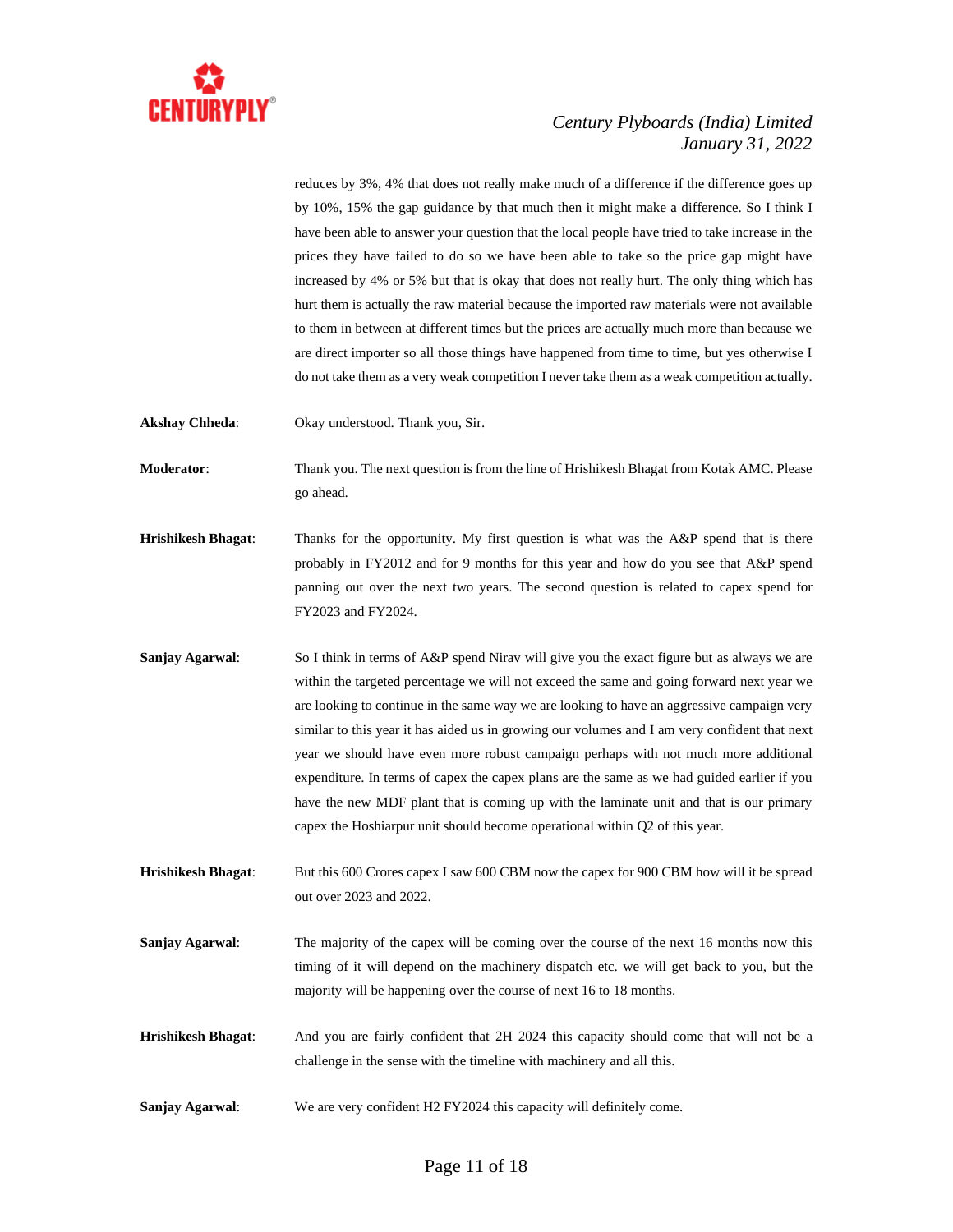reduces by 3%, 4% that does not really make much of a difference if the difference goes up by 10%, 15% the gap guidance by that much then it might make a difference. So I think I have been able to answer your question that the local people have tried to take increase in the prices they have failed to do so we have been able to take so the price gap might have increased by 4% or 5% but that is okay that does not really hurt. The only thing which has hurt them is actually the raw material because the imported raw materials were not available to them in between at different times but the prices are actually much more than because we are direct importer so all those things have happened from time to time, but yes otherwise I do not take them as a very weak competition I never take them as a weak competition actually.

**Akshay Chheda**: Okay understood. Thank you, Sir.

**Moderator**: Thank you. The next question is from the line of Hrishikesh Bhagat from Kotak AMC. Please go ahead.

**Hrishikesh Bhagat**: Thanks for the opportunity. My first question is what was the A&P spend that is there probably in FY2012 and for 9 months for this year and how do you see that A&P spend panning out over the next two years. The second question is related to capex spend for FY2023 and FY2024.

**Sanjay Agarwal**: So I think in terms of A&P spend Nirav will give you the exact figure but as always we are within the targeted percentage we will not exceed the same and going forward next year we are looking to continue in the same way we are looking to have an aggressive campaign very similar to this year it has aided us in growing our volumes and I am very confident that next year we should have even more robust campaign perhaps with not much more additional expenditure. In terms of capex the capex plans are the same as we had guided earlier if you have the new MDF plant that is coming up with the laminate unit and that is our primary capex the Hoshiarpur unit should become operational within Q2 of this year.

**Hrishikesh Bhagat**: But this 600 Crores capex I saw 600 CBM now the capex for 900 CBM how will it be spread out over 2023 and 2022.

**Sanjay Agarwal**: The majority of the capex will be coming over the course of the next 16 months now this timing of it will depend on the machinery dispatch etc. we will get back to you, but the majority will be happening over the course of next 16 to 18 months.

**Hrishikesh Bhagat**: And you are fairly confident that 2H 2024 this capacity should come that will not be a challenge in the sense with the timeline with machinery and all this.

**Sanjay Agarwal**: We are very confident H2 FY2024 this capacity will definitely come.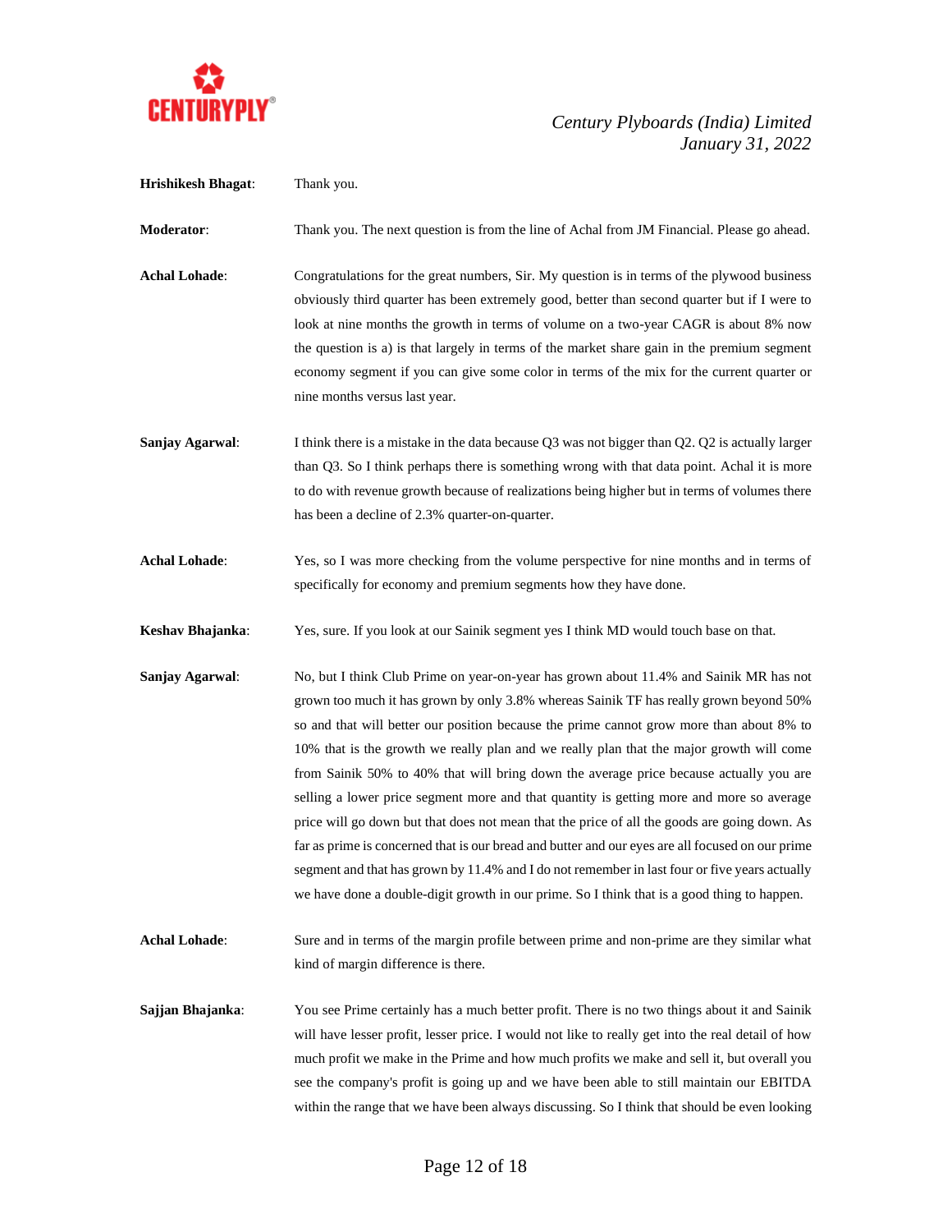**Hrishikesh Bhagat**: Thank you.

**Moderator**: Thank you. The next question is from the line of Achal from JM Financial. Please go ahead.

**Achal Lohade**: Congratulations for the great numbers, Sir. My question is in terms of the plywood business obviously third quarter has been extremely good, better than second quarter but if I were to look at nine months the growth in terms of volume on a two-year CAGR is about 8% now the question is a) is that largely in terms of the market share gain in the premium segment economy segment if you can give some color in terms of the mix for the current quarter or nine months versus last year.

**Sanjay Agarwal**: I think there is a mistake in the data because Q3 was not bigger than Q2. Q2 is actually larger than Q3. So I think perhaps there is something wrong with that data point. Achal it is more to do with revenue growth because of realizations being higher but in terms of volumes there has been a decline of 2.3% quarter-on-quarter.

**Achal Lohade**: Yes, so I was more checking from the volume perspective for nine months and in terms of specifically for economy and premium segments how they have done.

**Keshav Bhajanka**: Yes, sure. If you look at our Sainik segment yes I think MD would touch base on that.

**Sanjay Agarwal**: No, but I think Club Prime on year-on-year has grown about 11.4% and Sainik MR has not grown too much it has grown by only 3.8% whereas Sainik TF has really grown beyond 50% so and that will better our position because the prime cannot grow more than about 8% to 10% that is the growth we really plan and we really plan that the major growth will come from Sainik 50% to 40% that will bring down the average price because actually you are selling a lower price segment more and that quantity is getting more and more so average price will go down but that does not mean that the price of all the goods are going down. As far as prime is concerned that is our bread and butter and our eyes are all focused on our prime segment and that has grown by 11.4% and I do not remember in last four or five years actually we have done a double-digit growth in our prime. So I think that is a good thing to happen.

**Achal Lohade**: Sure and in terms of the margin profile between prime and non-prime are they similar what kind of margin difference is there.

**Sajjan Bhajanka**: You see Prime certainly has a much better profit. There is no two things about it and Sainik will have lesser profit, lesser price. I would not like to really get into the real detail of how much profit we make in the Prime and how much profits we make and sell it, but overall you see the company's profit is going up and we have been able to still maintain our EBITDA within the range that we have been always discussing. So I think that should be even looking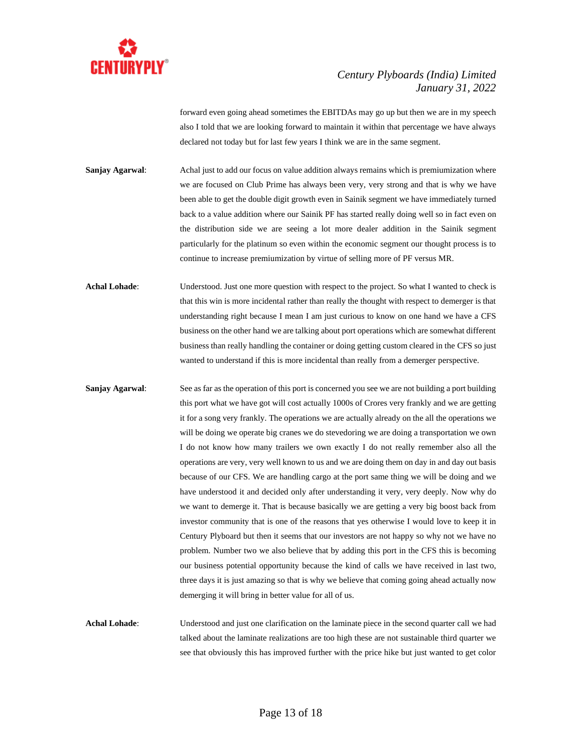forward even going ahead sometimes the EBITDAs may go up but then we are in my speech also I told that we are looking forward to maintain it within that percentage we have always declared not today but for last few years I think we are in the same segment.

**Sanjay Agarwal**: Achal just to add our focus on value addition always remains which is premiumization where we are focused on Club Prime has always been very, very strong and that is why we have been able to get the double digit growth even in Sainik segment we have immediately turned back to a value addition where our Sainik PF has started really doing well so in fact even on the distribution side we are seeing a lot more dealer addition in the Sainik segment particularly for the platinum so even within the economic segment our thought process is to continue to increase premiumization by virtue of selling more of PF versus MR.

**Achal Lohade**: Understood. Just one more question with respect to the project. So what I wanted to check is that this win is more incidental rather than really the thought with respect to demerger is that understanding right because I mean I am just curious to know on one hand we have a CFS business on the other hand we are talking about port operations which are somewhat different business than really handling the container or doing getting custom cleared in the CFS so just wanted to understand if this is more incidental than really from a demerger perspective.

**Sanjay Agarwal**: See as far as the operation of this port is concerned you see we are not building a port building this port what we have got will cost actually 1000s of Crores very frankly and we are getting it for a song very frankly. The operations we are actually already on the all the operations we will be doing we operate big cranes we do stevedoring we are doing a transportation we own I do not know how many trailers we own exactly I do not really remember also all the operations are very, very well known to us and we are doing them on day in and day out basis because of our CFS. We are handling cargo at the port same thing we will be doing and we have understood it and decided only after understanding it very, very deeply. Now why do we want to demerge it. That is because basically we are getting a very big boost back from investor community that is one of the reasons that yes otherwise I would love to keep it in Century Plyboard but then it seems that our investors are not happy so why not we have no problem. Number two we also believe that by adding this port in the CFS this is becoming our business potential opportunity because the kind of calls we have received in last two, three days it is just amazing so that is why we believe that coming going ahead actually now demerging it will bring in better value for all of us.

**Achal Lohade**: Understood and just one clarification on the laminate piece in the second quarter call we had talked about the laminate realizations are too high these are not sustainable third quarter we see that obviously this has improved further with the price hike but just wanted to get color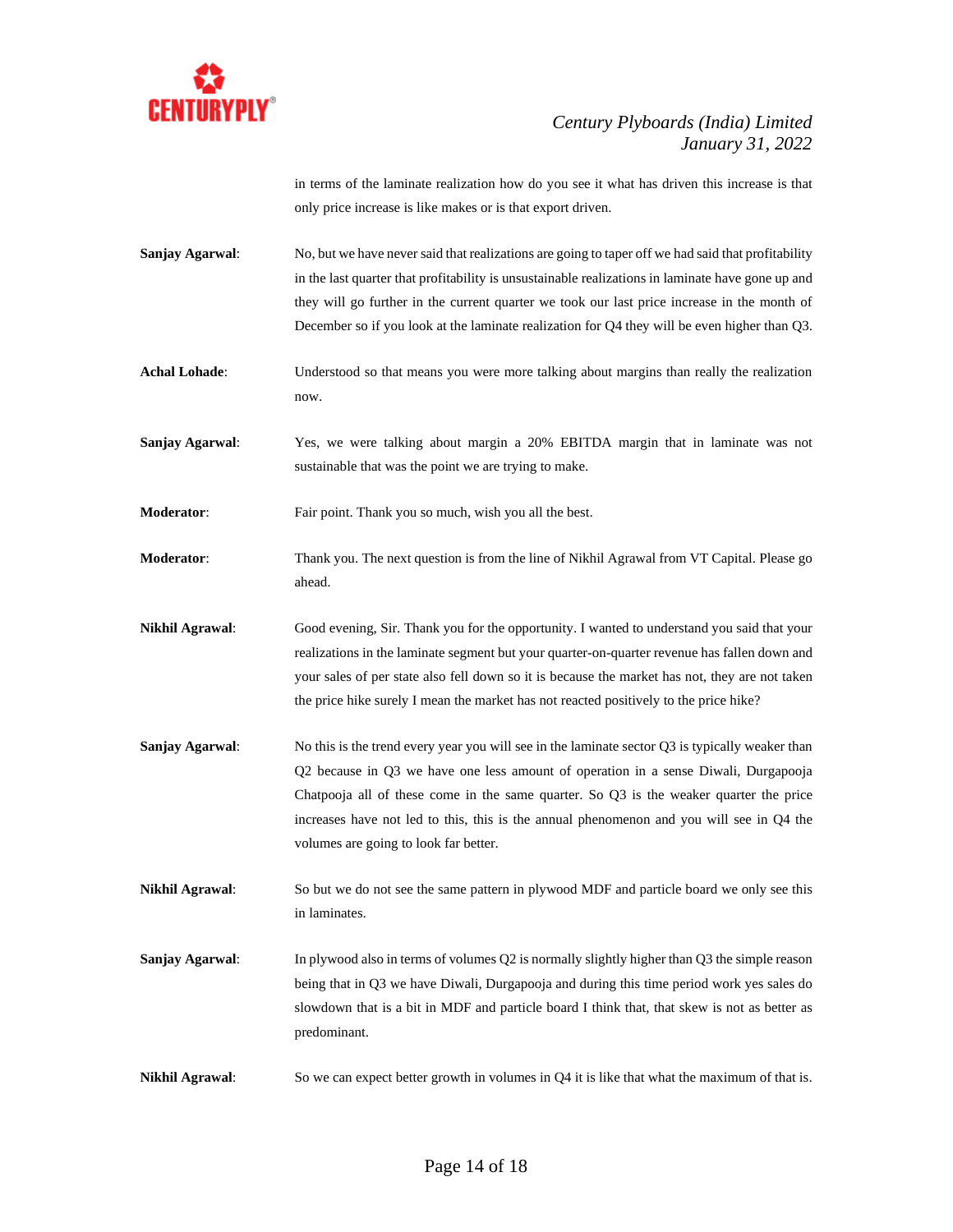in terms of the laminate realization how do you see it what has driven this increase is that only price increase is like makes or is that export driven.

**Sanjay Agarwal**: No, but we have never said that realizations are going to taper off we had said that profitability in the last quarter that profitability is unsustainable realizations in laminate have gone up and they will go further in the current quarter we took our last price increase in the month of December so if you look at the laminate realization for Q4 they will be even higher than Q3.

**Achal Lohade**: Understood so that means you were more talking about margins than really the realization now.

**Sanjay Agarwal**: Yes, we were talking about margin a 20% EBITDA margin that in laminate was not sustainable that was the point we are trying to make.

**Moderator**: Fair point. Thank you so much, wish you all the best.

**Moderator**: Thank you. The next question is from the line of Nikhil Agrawal from VT Capital. Please go ahead.

**Nikhil Agrawal**: Good evening, Sir. Thank you for the opportunity. I wanted to understand you said that your realizations in the laminate segment but your quarter-on-quarter revenue has fallen down and your sales of per state also fell down so it is because the market has not, they are not taken the price hike surely I mean the market has not reacted positively to the price hike?

**Sanjay Agarwal**: No this is the trend every year you will see in the laminate sector Q3 is typically weaker than Q2 because in Q3 we have one less amount of operation in a sense Diwali, Durgapooja Chatpooja all of these come in the same quarter. So Q3 is the weaker quarter the price increases have not led to this, this is the annual phenomenon and you will see in Q4 the volumes are going to look far better.

**Nikhil Agrawal**: So but we do not see the same pattern in plywood MDF and particle board we only see this in laminates.

**Sanjay Agarwal**: In plywood also in terms of volumes Q2 is normally slightly higher than Q3 the simple reason being that in Q3 we have Diwali, Durgapooja and during this time period work yes sales do slowdown that is a bit in MDF and particle board I think that, that skew is not as better as predominant.

**Nikhil Agrawal**: So we can expect better growth in volumes in Q4 it is like that what the maximum of that is.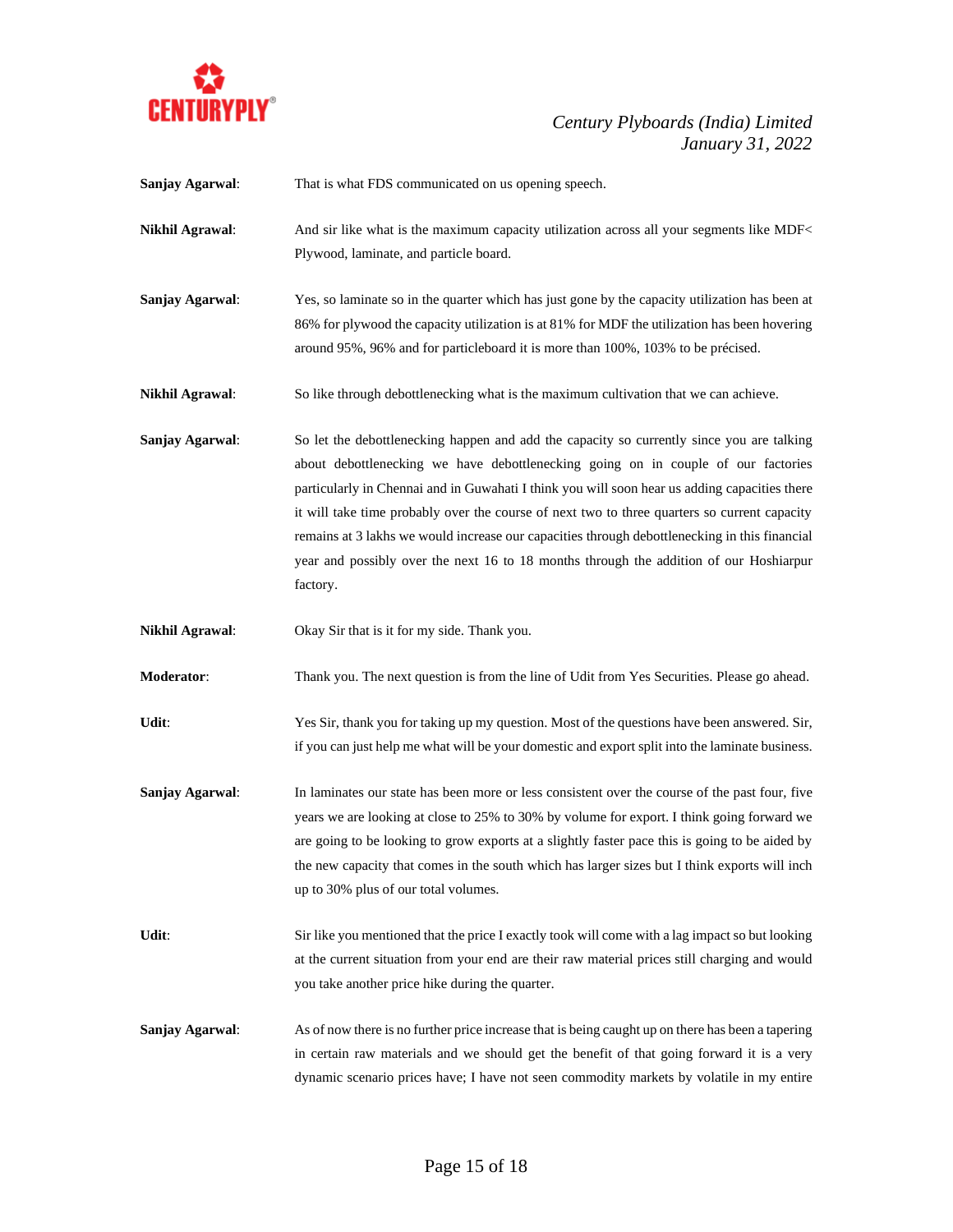**Sanjay Agarwal**: That is what FDS communicated on us opening speech.

**Nikhil Agrawal**: And sir like what is the maximum capacity utilization across all your segments like MDF< Plywood, laminate, and particle board.

**Sanjay Agarwal**: Yes, so laminate so in the quarter which has just gone by the capacity utilization has been at 86% for plywood the capacity utilization is at 81% for MDF the utilization has been hovering around 95%, 96% and for particleboard it is more than 100%, 103% to be précised.

**Nikhil Agrawal**: So like through debottlenecking what is the maximum cultivation that we can achieve.

**Sanjay Agarwal**: So let the debottlenecking happen and add the capacity so currently since you are talking about debottlenecking we have debottlenecking going on in couple of our factories particularly in Chennai and in Guwahati I think you will soon hear us adding capacities there it will take time probably over the course of next two to three quarters so current capacity remains at 3 lakhs we would increase our capacities through debottlenecking in this financial year and possibly over the next 16 to 18 months through the addition of our Hoshiarpur factory.

**Nikhil Agrawal**: Okay Sir that is it for my side. Thank you.

**Moderator**: Thank you. The next question is from the line of Udit from Yes Securities. Please go ahead.

**Udit**: Yes Sir, thank you for taking up my question. Most of the questions have been answered. Sir, if you can just help me what will be your domestic and export split into the laminate business.

**Sanjay Agarwal**: In laminates our state has been more or less consistent over the course of the past four, five years we are looking at close to 25% to 30% by volume for export. I think going forward we are going to be looking to grow exports at a slightly faster pace this is going to be aided by the new capacity that comes in the south which has larger sizes but I think exports will inch up to 30% plus of our total volumes.

**Udit**: Sir like you mentioned that the price I exactly took will come with a lag impact so but looking at the current situation from your end are their raw material prices still charging and would you take another price hike during the quarter.

**Sanjay Agarwal**: As of now there is no further price increase that is being caught up on there has been a tapering in certain raw materials and we should get the benefit of that going forward it is a very dynamic scenario prices have; I have not seen commodity markets by volatile in my entire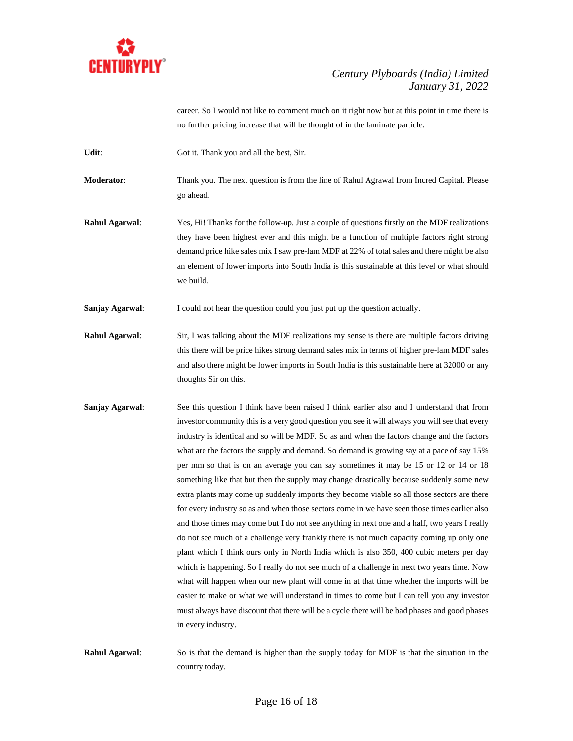career. So I would not like to comment much on it right now but at this point in time there is no further pricing increase that will be thought of in the laminate particle.

**Udit**: Got it. Thank you and all the best, Sir.

**Moderator**: Thank you. The next question is from the line of Rahul Agrawal from Incred Capital. Please go ahead.

**Rahul Agarwal**: Yes, Hi! Thanks for the follow-up. Just a couple of questions firstly on the MDF realizations they have been highest ever and this might be a function of multiple factors right strong demand price hike sales mix I saw pre-lam MDF at 22% of total sales and there might be also an element of lower imports into South India is this sustainable at this level or what should we build.

**Sanjay Agarwal**: I could not hear the question could you just put up the question actually.

**Rahul Agarwal**: Sir, I was talking about the MDF realizations my sense is there are multiple factors driving this there will be price hikes strong demand sales mix in terms of higher pre-lam MDF sales and also there might be lower imports in South India is this sustainable here at 32000 or any thoughts Sir on this.

**Sanjay Agarwal**: See this question I think have been raised I think earlier also and I understand that from investor community this is a very good question you see it will always you will see that every industry is identical and so will be MDF. So as and when the factors change and the factors what are the factors the supply and demand. So demand is growing say at a pace of say 15% per mm so that is on an average you can say sometimes it may be 15 or 12 or 14 or 18 something like that but then the supply may change drastically because suddenly some new extra plants may come up suddenly imports they become viable so all those sectors are there for every industry so as and when those sectors come in we have seen those times earlier also and those times may come but I do not see anything in next one and a half, two years I really do not see much of a challenge very frankly there is not much capacity coming up only one plant which I think ours only in North India which is also 350, 400 cubic meters per day which is happening. So I really do not see much of a challenge in next two years time. Now what will happen when our new plant will come in at that time whether the imports will be easier to make or what we will understand in times to come but I can tell you any investor must always have discount that there will be a cycle there will be bad phases and good phases in every industry.

**Rahul Agarwal**: So is that the demand is higher than the supply today for MDF is that the situation in the country today.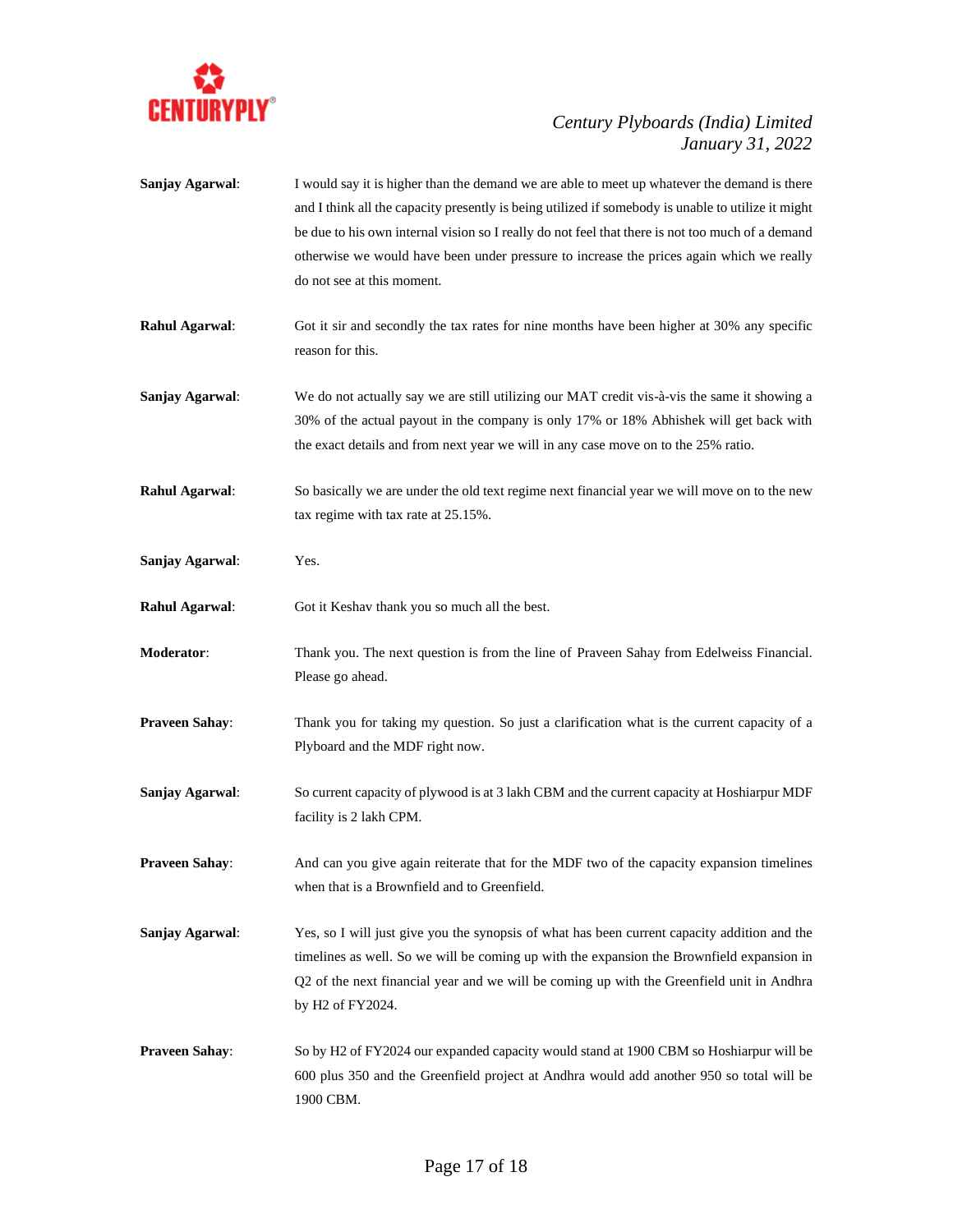**Sanjay Agarwal**: I would say it is higher than the demand we are able to meet up whatever the demand is there and I think all the capacity presently is being utilized if somebody is unable to utilize it might be due to his own internal vision so I really do not feel that there is not too much of a demand otherwise we would have been under pressure to increase the prices again which we really do not see at this moment.

**Rahul Agarwal**: Got it sir and secondly the tax rates for nine months have been higher at 30% any specific reason for this.

**Sanjay Agarwal**: We do not actually say we are still utilizing our MAT credit vis-à-vis the same it showing a 30% of the actual payout in the company is only 17% or 18% Abhishek will get back with the exact details and from next year we will in any case move on to the 25% ratio.

**Rahul Agarwal**: So basically we are under the old text regime next financial year we will move on to the new tax regime with tax rate at 25.15%.

**Sanjay Agarwal**: Yes.

**Rahul Agarwal**: Got it Keshav thank you so much all the best.

**Moderator**: Thank you. The next question is from the line of Praveen Sahay from Edelweiss Financial. Please go ahead.

**Praveen Sahay**: Thank you for taking my question. So just a clarification what is the current capacity of a Plyboard and the MDF right now.

**Sanjay Agarwal**: So current capacity of plywood is at 3 lakh CBM and the current capacity at Hoshiarpur MDF facility is 2 lakh CPM.

**Praveen Sahay**: And can you give again reiterate that for the MDF two of the capacity expansion timelines when that is a Brownfield and to Greenfield.

**Sanjay Agarwal**: Yes, so I will just give you the synopsis of what has been current capacity addition and the timelines as well. So we will be coming up with the expansion the Brownfield expansion in Q2 of the next financial year and we will be coming up with the Greenfield unit in Andhra by H2 of FY2024.

**Praveen Sahay**: So by H2 of FY2024 our expanded capacity would stand at 1900 CBM so Hoshiarpur will be 600 plus 350 and the Greenfield project at Andhra would add another 950 so total will be 1900 CBM.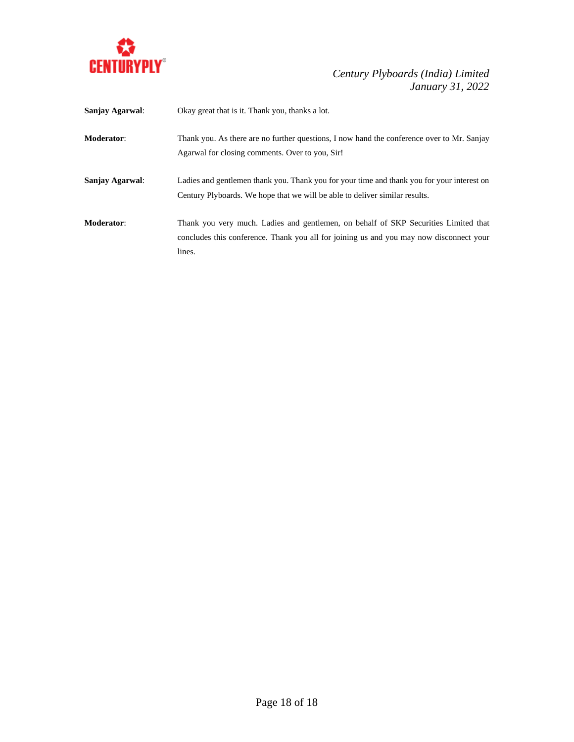**Sanjay Agarwal**: Okay great that is it. Thank you, thanks a lot.

**Moderator**: Thank you. As there are no further questions, I now hand the conference over to Mr. Sanjay Agarwal for closing comments. Over to you, Sir!

**Sanjay Agarwal**: Ladies and gentlemen thank you. Thank you for your time and thank you for your interest on Century Plyboards. We hope that we will be able to deliver similar results.

**Moderator**: Thank you very much. Ladies and gentlemen, on behalf of SKP Securities Limited that concludes this conference. Thank you all for joining us and you may now disconnect your lines.